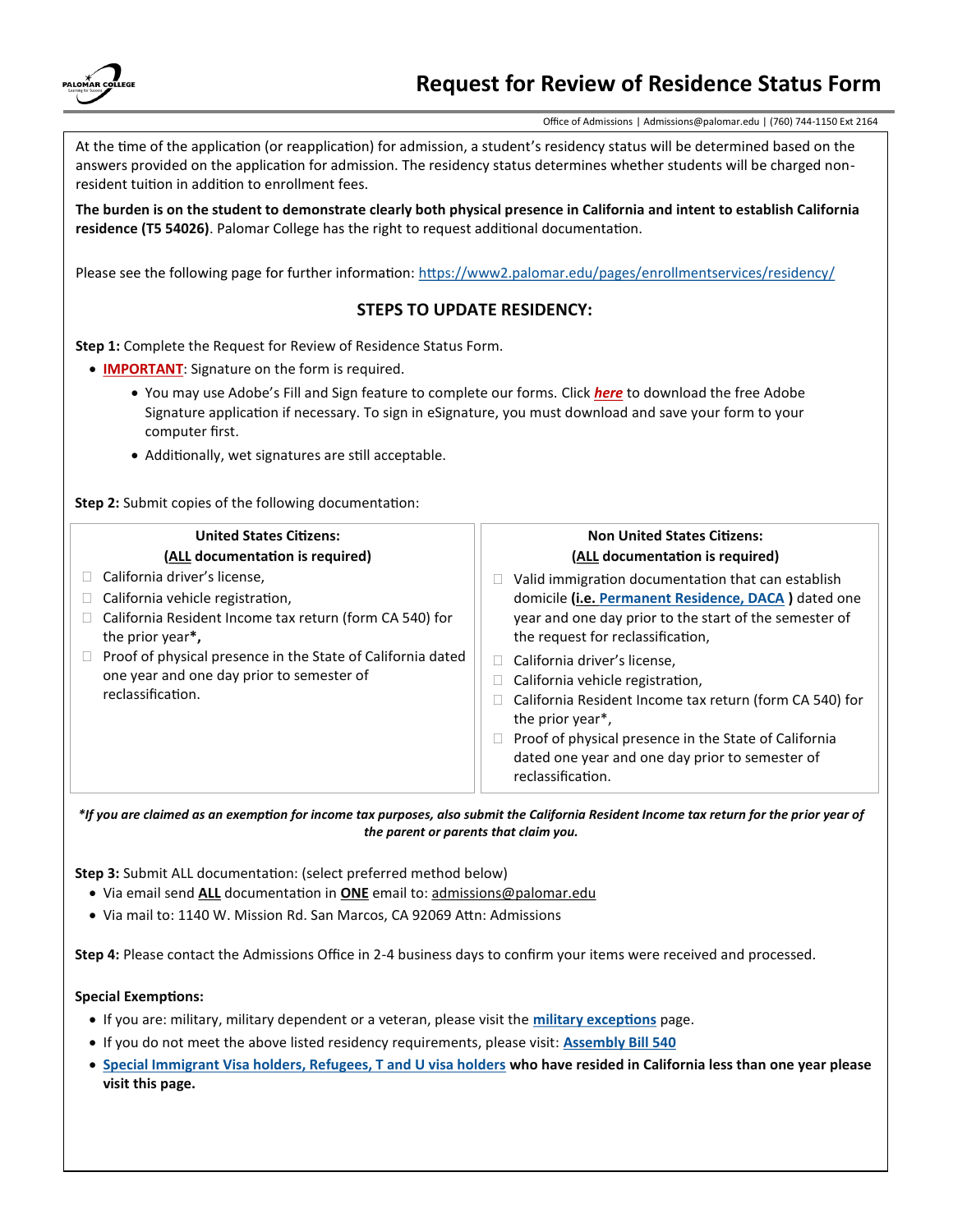# Request for Review of Residence Status Form

Office of Admissions | Admissions@palomar.edu | (760) 744-1150 Ext 2164

At the time of the application (or reapplication) for admission, a student's residency status will be determined based on the answers provided on the application for admission. The residency status determines whether students will be charged non-resident tuition in addition to enrollment fees.

**The burden is on the student to demonstrate clearly both physical presence in California and intent to establish California residence (T5 54026)**. Palomar College has the right to request additional documentation.

Please see the following page for further information: https://www2.palomar.edu/pages/enrollmentservices/residency/

## STEPS TO UPDATE RESIDENCY:

**Step 1:** Complete the Request for Review of Residence Status Form.

- **IMPORTANT**: Signature on the form is required.
  - You may use Adobe's Fill and Sign feature to complete our forms. Click ***here*** to download the free Adobe Signature application if necessary. To sign in eSignature, you must download and save your form to your computer first.
  - Additionally, wet signatures are still acceptable.

**Step 2:** Submit copies of the following documentation:

| United States Citizens: (ALL documentation is required) | Non United States Citizens: (ALL documentation is required) |
|---|---|
| ☐ California driver's license,<br>☐ California vehicle registration,<br>☐ California Resident Income tax return (form CA 540) for the prior year**\***,<br>☐ Proof of physical presence in the State of California dated one year and one day prior to semester of reclassification. | ☐ Valid immigration documentation that can establish domicile **(i.e. Permanent Residence, DACA )** dated one year and one day prior to the start of the semester of the request for reclassification,<br>☐ California driver's license,<br>☐ California vehicle registration,<br>☐ California Resident Income tax return (form CA 540) for the prior year*,<br>☐ Proof of physical presence in the State of California dated one year and one day prior to semester of reclassification. |

***\*If you are claimed as an exemption for income tax purposes, also submit the California Resident Income tax return for the prior year of the parent or parents that claim you.***

**Step 3:** Submit ALL documentation: (select preferred method below)

- Via email send **ALL** documentation in **ONE** email to: admissions@palomar.edu
- Via mail to: 1140 W. Mission Rd. San Marcos, CA 92069 Attn: Admissions

**Step 4:** Please contact the Admissions Office in 2-4 business days to confirm your items were received and processed.

**Special Exemptions:**

- If you are: military, military dependent or a veteran, please visit the **military exceptions** page.
- If you do not meet the above listed residency requirements, please visit: **Assembly Bill 540**
- **Special Immigrant Visa holders, Refugees, T and U visa holders who have resided in California less than one year please visit this page.**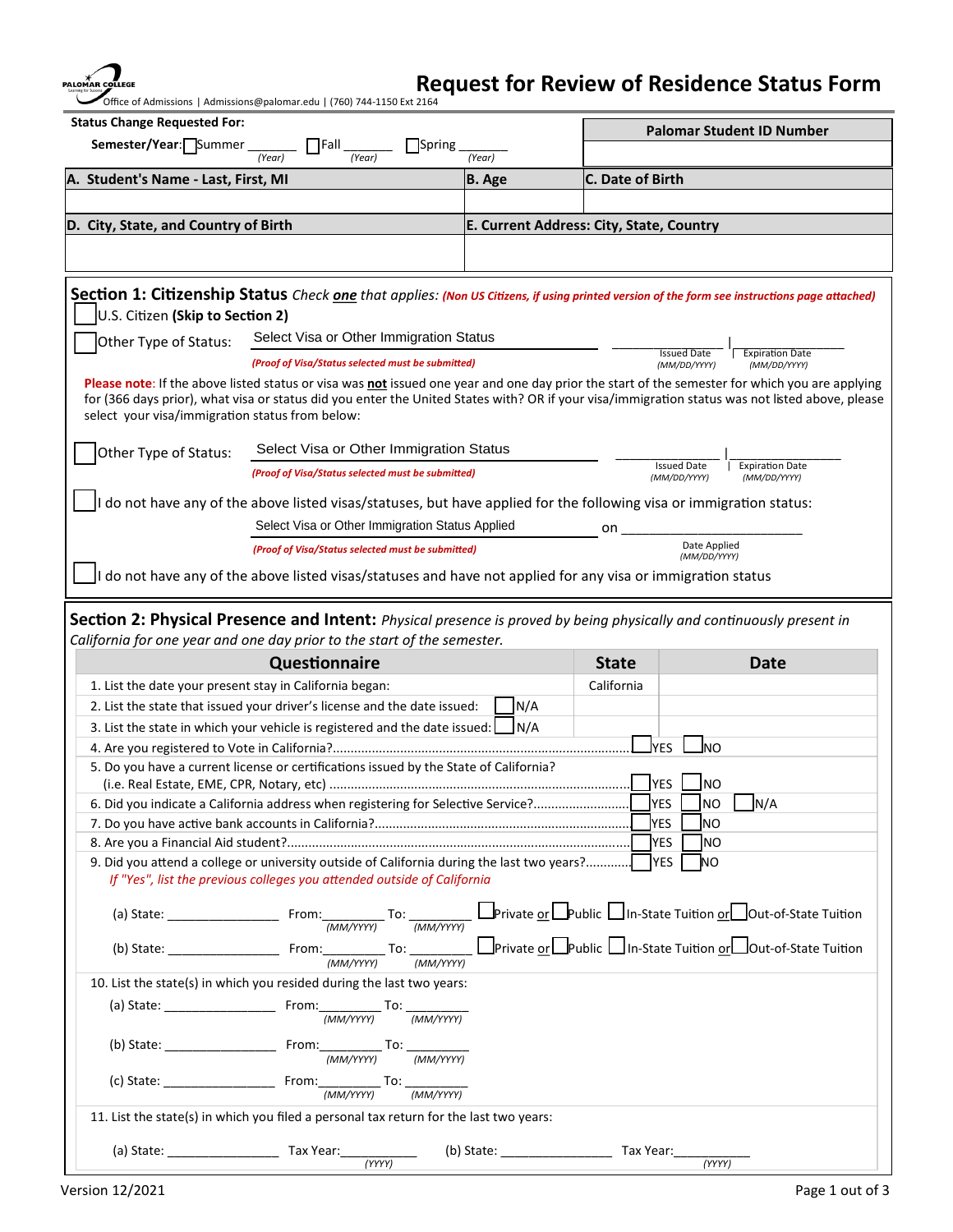PALOMAR COLLEGE

Office of Admissions | Admissions@palomar.edu | (760) 744-1150 Ext 2164

# Request for Review of Residence Status Form

**Status Change Requested For:**

**Semester/Year:** ☐ Summer _______ (Year) ☐ Fall _______ (Year) ☐ Spring _______ (Year)

| Palomar Student ID Number |
|---|
| |

| A. Student's Name - Last, First, MI | B. Age | C. Date of Birth |
|---|---|---|
| | | |

| D. City, State, and Country of Birth | E. Current Address: City, State, Country |
|---|---|
| | |

## Section 1: Citizenship Status *Check **one** that applies:* *(Non US Citizens, if using printed version of the form see instructions page attached)*

☐ U.S. Citizen **(Skip to Section 2)**

☐ Other Type of Status: Select Visa or Other Immigration Status __________ Issued Date (MM/DD/YYYY) | Expiration Date (MM/DD/YYYY)

*(Proof of Visa/Status selected must be submitted)*

**Please note**: If the above listed status or visa was **not** issued one year and one day prior the start of the semester for which you are applying for (366 days prior), what visa or status did you enter the United States with? OR if your visa/immigration status was not listed above, please select your visa/immigration status from below:

☐ Other Type of Status: Select Visa or Other Immigration Status __________ Issued Date (MM/DD/YYYY) | Expiration Date (MM/DD/YYYY)

*(Proof of Visa/Status selected must be submitted)*

☐ I do not have any of the above listed visas/statuses, but have applied for the following visa or immigration status:

Select Visa or Other Immigration Status Applied on __________________ Date Applied (MM/DD/YYYY)

*(Proof of Visa/Status selected must be submitted)*

☐ I do not have any of the above listed visas/statuses and have not applied for any visa or immigration status

## Section 2: Physical Presence and Intent: *Physical presence is proved by being physically and continuously present in California for one year and one day prior to the start of the semester.*

| Questionnaire | State | Date |
|---|---|---|
| 1. List the date your present stay in California began: | California | |
| 2. List the state that issued your driver's license and the date issued: ☐ N/A | | |
| 3. List the state in which your vehicle is registered and the date issued: ☐ N/A | | |

4. Are you registered to Vote in California? ☐ YES ☐ NO

5. Do you have a current license or certifications issued by the State of California? (i.e. Real Estate, EME, CPR, Notary, etc) ☐ YES ☐ NO

6. Did you indicate a California address when registering for Selective Service? ☐ YES ☐ NO ☐ N/A

7. Do you have active bank accounts in California? ☐ YES ☐ NO

8. Are you a Financial Aid student? ☐ YES ☐ NO

9. Did you attend a college or university outside of California during the last two years? ☐ YES ☐ NO

*If "Yes", list the previous colleges you attended outside of California*

(a) State: ______________ From: ________ (MM/YYYY) To: ________ (MM/YYYY) ☐ Private or ☐ Public ☐ In-State Tuition or ☐ Out-of-State Tuition

(b) State: ______________ From: ________ (MM/YYYY) To: ________ (MM/YYYY) ☐ Private or ☐ Public ☐ In-State Tuition or ☐ Out-of-State Tuition

10. List the state(s) in which you resided during the last two years:

(a) State: ______________ From: ________ (MM/YYYY) To: ________ (MM/YYYY)

(b) State: ______________ From: ________ (MM/YYYY) To: ________ (MM/YYYY)

(c) State: ______________ From: ________ (MM/YYYY) To: ________ (MM/YYYY)

11. List the state(s) in which you filed a personal tax return for the last two years:

(a) State: ______________ Tax Year: __________ (YYYY) (b) State: ______________ Tax Year: __________ (YYYY)

Version 12/2021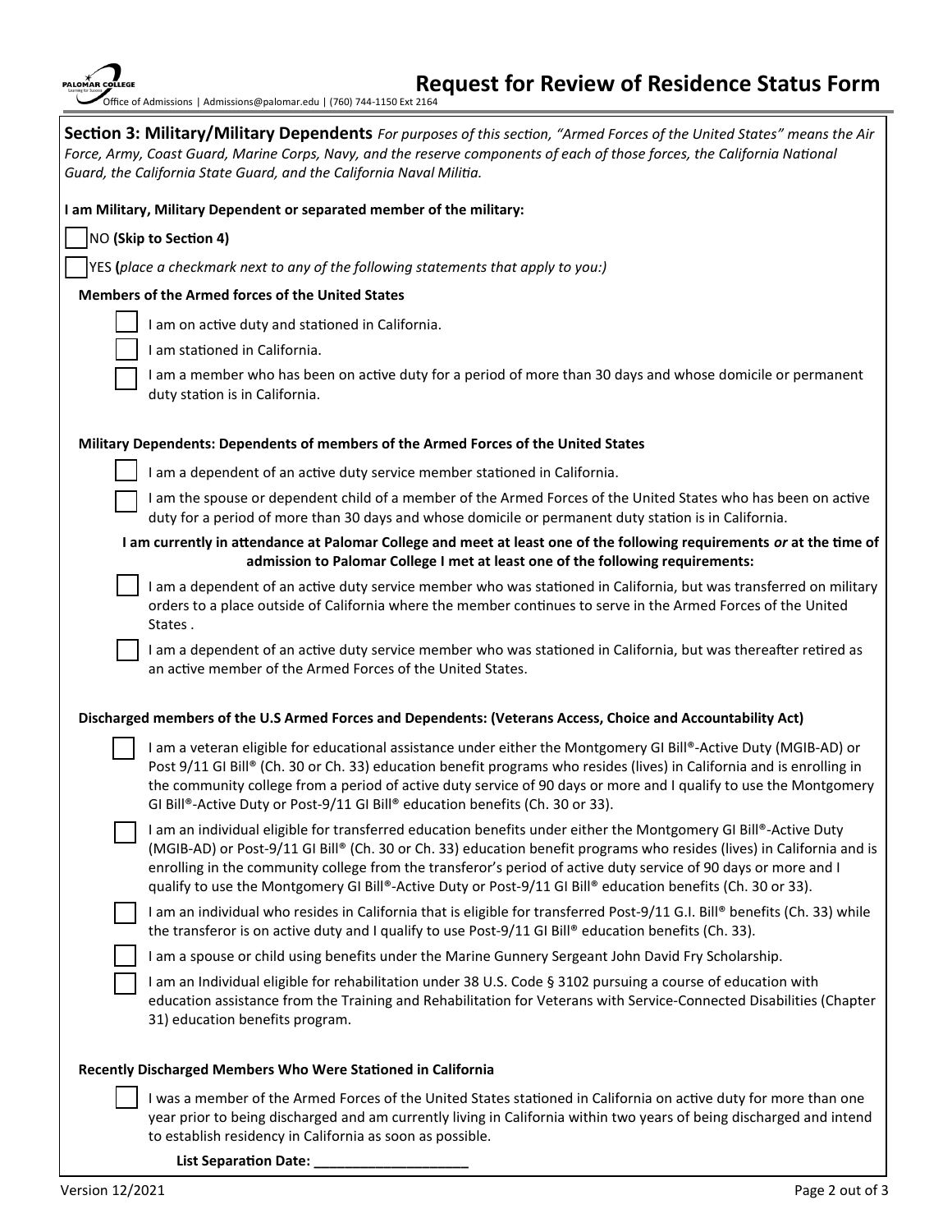## Section 3: Military/Military Dependents

*For purposes of this section, "Armed Forces of the United States" means the Air Force, Army, Coast Guard, Marine Corps, Navy, and the reserve components of each of those forces, the California National Guard, the California State Guard, and the California Naval Militia.*

**I am Military, Military Dependent or separated member of the military:**

- [ ] NO **(Skip to Section 4)**
- [ ] YES **(***place a checkmark next to any of the following statements that apply to you:)*

**Members of the Armed forces of the United States**

- [ ] I am on active duty and stationed in California.
- [ ] I am stationed in California.
- [ ] I am a member who has been on active duty for a period of more than 30 days and whose domicile or permanent duty station is in California.

**Military Dependents: Dependents of members of the Armed Forces of the United States**

- [ ] I am a dependent of an active duty service member stationed in California.
- [ ] I am the spouse or dependent child of a member of the Armed Forces of the United States who has been on active duty for a period of more than 30 days and whose domicile or permanent duty station is in California.

**I am currently in attendance at Palomar College and meet at least one of the following requirements *or* at the time of admission to Palomar College I met at least one of the following requirements:**

- [ ] I am a dependent of an active duty service member who was stationed in California, but was transferred on military orders to a place outside of California where the member continues to serve in the Armed Forces of the United States .
- [ ] I am a dependent of an active duty service member who was stationed in California, but was thereafter retired as an active member of the Armed Forces of the United States.

**Discharged members of the U.S Armed Forces and Dependents: (Veterans Access, Choice and Accountability Act)**

- [ ] I am a veteran eligible for educational assistance under either the Montgomery GI Bill®-Active Duty (MGIB-AD) or Post 9/11 GI Bill® (Ch. 30 or Ch. 33) education benefit programs who resides (lives) in California and is enrolling in the community college from a period of active duty service of 90 days or more and I qualify to use the Montgomery GI Bill®-Active Duty or Post-9/11 GI Bill® education benefits (Ch. 30 or 33).
- [ ] I am an individual eligible for transferred education benefits under either the Montgomery GI Bill®-Active Duty (MGIB-AD) or Post-9/11 GI Bill® (Ch. 30 or Ch. 33) education benefit programs who resides (lives) in California and is enrolling in the community college from the transferor's period of active duty service of 90 days or more and I qualify to use the Montgomery GI Bill®-Active Duty or Post-9/11 GI Bill® education benefits (Ch. 30 or 33).
- [ ] I am an individual who resides in California that is eligible for transferred Post-9/11 G.I. Bill® benefits (Ch. 33) while the transferor is on active duty and I qualify to use Post-9/11 GI Bill® education benefits (Ch. 33).
- [ ] I am a spouse or child using benefits under the Marine Gunnery Sergeant John David Fry Scholarship.
- [ ] I am an Individual eligible for rehabilitation under 38 U.S. Code § 3102 pursuing a course of education with education assistance from the Training and Rehabilitation for Veterans with Service-Connected Disabilities (Chapter 31) education benefits program.

**Recently Discharged Members Who Were Stationed in California**

- [ ] I was a member of the Armed Forces of the United States stationed in California on active duty for more than one year prior to being discharged and am currently living in California within two years of being discharged and intend to establish residency in California as soon as possible.

**List Separation Date:** ____________________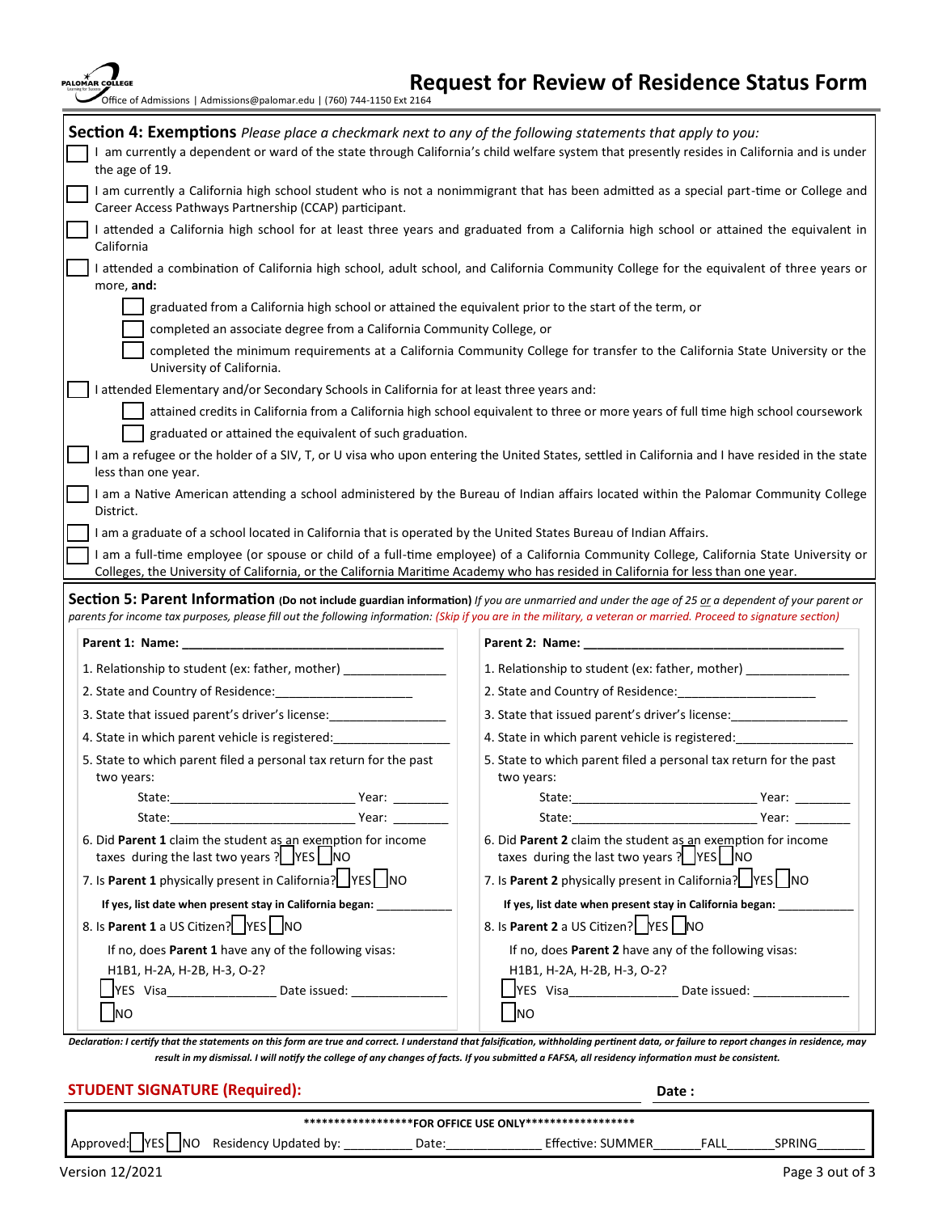# Request for Review of Residence Status Form

Office of Admissions | Admissions@palomar.edu | (760) 744-1150 Ext 2164

## Section 4: Exemptions *Please place a checkmark next to any of the following statements that apply to you:*

- ☐ I am currently a dependent or ward of the state through California's child welfare system that presently resides in California and is under the age of 19.
- ☐ I am currently a California high school student who is not a nonimmigrant that has been admitted as a special part-time or College and Career Access Pathways Partnership (CCAP) participant.
- ☐ I attended a California high school for at least three years and graduated from a California high school or attained the equivalent in California
- ☐ I attended a combination of California high school, adult school, and California Community College for the equivalent of three years or more, **and:**
  - ☐ graduated from a California high school or attained the equivalent prior to the start of the term, or
  - ☐ completed an associate degree from a California Community College, or
  - ☐ completed the minimum requirements at a California Community College for transfer to the California State University or the University of California.
- ☐ I attended Elementary and/or Secondary Schools in California for at least three years and:
  - ☐ attained credits in California from a California high school equivalent to three or more years of full time high school coursework
  - ☐ graduated or attained the equivalent of such graduation.
- ☐ I am a refugee or the holder of a SIV, T, or U visa who upon entering the United States, settled in California and I have resided in the state less than one year.
- ☐ I am a Native American attending a school administered by the Bureau of Indian affairs located within the Palomar Community College District.
- ☐ I am a graduate of a school located in California that is operated by the United States Bureau of Indian Affairs.
- ☐ I am a full-time employee (or spouse or child of a full-time employee) of a California Community College, California State University or Colleges, the University of California, or the California Maritime Academy who has resided in California for less than one year.

## Section 5: Parent Information **(Do not include guardian information)** *If you are unmarried and under the age of 25 or a dependent of your parent or parents for income tax purposes, please fill out the following information: (Skip if you are in the military, a veteran or married. Proceed to signature section)*

**Parent 1: Name:** ______________________________

1. Relationship to student (ex: father, mother) ______________
2. State and Country of Residence: ______________
3. State that issued parent's driver's license: ______________
4. State in which parent vehicle is registered: ______________
5. State to which parent filed a personal tax return for the past two years:
   State: ______________ Year: ________
   State: ______________ Year: ________
6. Did **Parent 1** claim the student as an exemption for income taxes during the last two years ? ☐ YES ☐ NO
7. Is **Parent 1** physically present in California? ☐ YES ☐ NO
   **If yes, list date when present stay in California began:** ___________
8. Is **Parent 1** a US Citizen? ☐ YES ☐ NO
   If no, does **Parent 1** have any of the following visas: H1B1, H-2A, H-2B, H-3, O-2?
   ☐ YES Visa______________ Date issued: ______________
   ☐ NO

**Parent 2: Name:** ______________________________

1. Relationship to student (ex: father, mother) ______________
2. State and Country of Residence: ______________
3. State that issued parent's driver's license: ______________
4. State in which parent vehicle is registered: ______________
5. State to which parent filed a personal tax return for the past two years:
   State: ______________ Year: ________
   State: ______________ Year: ________
6. Did **Parent 2** claim the student as an exemption for income taxes during the last two years ? ☐ YES ☐ NO
7. Is **Parent 2** physically present in California? ☐ YES ☐ NO
   **If yes, list date when present stay in California began:** ___________
8. Is **Parent 2** a US Citizen? ☐ YES ☐ NO
   If no, does **Parent 2** have any of the following visas: H1B1, H-2A, H-2B, H-3, O-2?
   ☐ YES Visa______________ Date issued: ______________
   ☐ NO

***Declaration:** I certify that the statements on this form are true and correct. I understand that falsification, withholding pertinent data, or failure to report changes in residence, may result in my dismissal. I will notify the college of any changes of facts. If you submitted a FAFSA, all residency information must be consistent.*

**STUDENT SIGNATURE (Required):** ______________________________ **Date :** ______________

**\*\*\*\*\*\*\*\*\*\*\*\*\*\*\*\*\*\*FOR OFFICE USE ONLY\*\*\*\*\*\*\*\*\*\*\*\*\*\*\*\*\*\***

Approved: ☐ YES ☐ NO Residency Updated by: _________ Date: _____________ Effective: SUMMER_______ FALL_______ SPRING_______

Version 12/2021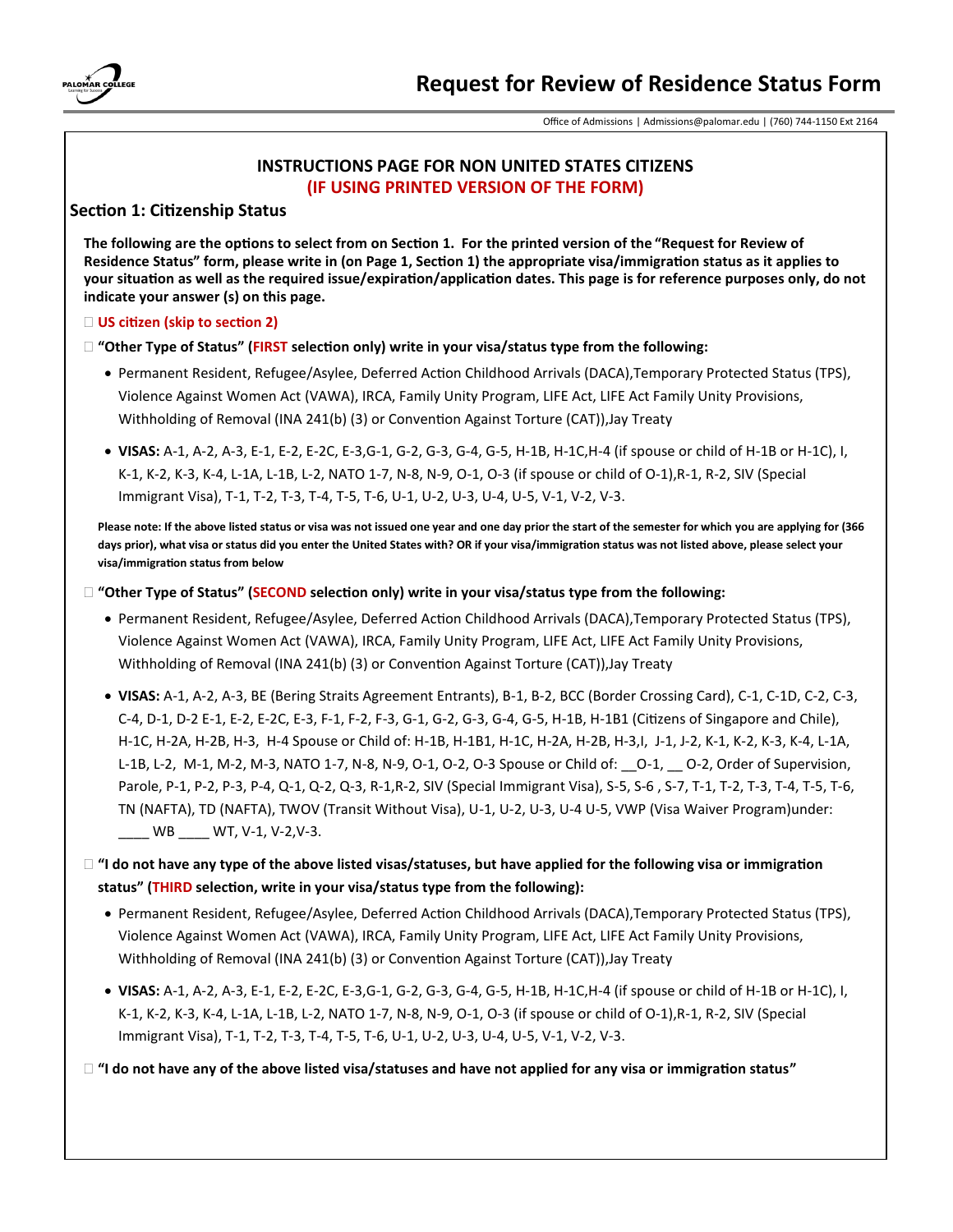# Request for Review of Residence Status Form

Office of Admissions | Admissions@palomar.edu | (760) 744-1150 Ext 2164

## INSTRUCTIONS PAGE FOR NON UNITED STATES CITIZENS
## (IF USING PRINTED VERSION OF THE FORM)

### Section 1: Citizenship Status

**The following are the options to select from on Section 1. For the printed version of the "Request for Review of Residence Status" form, please write in (on Page 1, Section 1) the appropriate visa/immigration status as it applies to your situation as well as the required issue/expiration/application dates. This page is for reference purposes only, do not indicate your answer (s) on this page.**

- ☐ **US citizen (skip to section 2)**

- ☐ **"Other Type of Status" (FIRST selection only) write in your visa/status type from the following:**
  - Permanent Resident, Refugee/Asylee, Deferred Action Childhood Arrivals (DACA),Temporary Protected Status (TPS), Violence Against Women Act (VAWA), IRCA, Family Unity Program, LIFE Act, LIFE Act Family Unity Provisions, Withholding of Removal (INA 241(b) (3) or Convention Against Torture (CAT)),Jay Treaty
  - **VISAS:** A-1, A-2, A-3, E-1, E-2, E-2C, E-3,G-1, G-2, G-3, G-4, G-5, H-1B, H-1C,H-4 (if spouse or child of H-1B or H-1C), I, K-1, K-2, K-3, K-4, L-1A, L-1B, L-2, NATO 1-7, N-8, N-9, O-1, O-3 (if spouse or child of O-1),R-1, R-2, SIV (Special Immigrant Visa), T-1, T-2, T-3, T-4, T-5, T-6, U-1, U-2, U-3, U-4, U-5, V-1, V-2, V-3.

**Please note: If the above listed status or visa was not issued one year and one day prior the start of the semester for which you are applying for (366 days prior), what visa or status did you enter the United States with? OR if your visa/immigration status was not listed above, please select your visa/immigration status from below**

- ☐ **"Other Type of Status" (SECOND selection only) write in your visa/status type from the following:**
  - Permanent Resident, Refugee/Asylee, Deferred Action Childhood Arrivals (DACA),Temporary Protected Status (TPS), Violence Against Women Act (VAWA), IRCA, Family Unity Program, LIFE Act, LIFE Act Family Unity Provisions, Withholding of Removal (INA 241(b) (3) or Convention Against Torture (CAT)),Jay Treaty
  - **VISAS:** A-1, A-2, A-3, BE (Bering Straits Agreement Entrants), B-1, B-2, BCC (Border Crossing Card), C-1, C-1D, C-2, C-3, C-4, D-1, D-2 E-1, E-2, E-2C, E-3, F-1, F-2, F-3, G-1, G-2, G-3, G-4, G-5, H-1B, H-1B1 (Citizens of Singapore and Chile), H-1C, H-2A, H-2B, H-3, H-4 Spouse or Child of: H-1B, H-1B1, H-1C, H-2A, H-2B, H-3,I, J-1, J-2, K-1, K-2, K-3, K-4, L-1A, L-1B, L-2, M-1, M-2, M-3, NATO 1-7, N-8, N-9, O-1, O-2, O-3 Spouse or Child of: __O-1, __ O-2, Order of Supervision, Parole, P-1, P-2, P-3, P-4, Q-1, Q-2, Q-3, R-1,R-2, SIV (Special Immigrant Visa), S-5, S-6 , S-7, T-1, T-2, T-3, T-4, T-5, T-6, TN (NAFTA), TD (NAFTA), TWOV (Transit Without Visa), U-1, U-2, U-3, U-4 U-5, VWP (Visa Waiver Program)under: ____ WB ____ WT, V-1, V-2,V-3.

- ☐ **"I do not have any type of the above listed visas/statuses, but have applied for the following visa or immigration status" (THIRD selection, write in your visa/status type from the following):**
  - Permanent Resident, Refugee/Asylee, Deferred Action Childhood Arrivals (DACA),Temporary Protected Status (TPS), Violence Against Women Act (VAWA), IRCA, Family Unity Program, LIFE Act, LIFE Act Family Unity Provisions, Withholding of Removal (INA 241(b) (3) or Convention Against Torture (CAT)),Jay Treaty
  - **VISAS:** A-1, A-2, A-3, E-1, E-2, E-2C, E-3,G-1, G-2, G-3, G-4, G-5, H-1B, H-1C,H-4 (if spouse or child of H-1B or H-1C), I, K-1, K-2, K-3, K-4, L-1A, L-1B, L-2, NATO 1-7, N-8, N-9, O-1, O-3 (if spouse or child of O-1),R-1, R-2, SIV (Special Immigrant Visa), T-1, T-2, T-3, T-4, T-5, T-6, U-1, U-2, U-3, U-4, U-5, V-1, V-2, V-3.

- ☐ **"I do not have any of the above listed visa/statuses and have not applied for any visa or immigration status"**